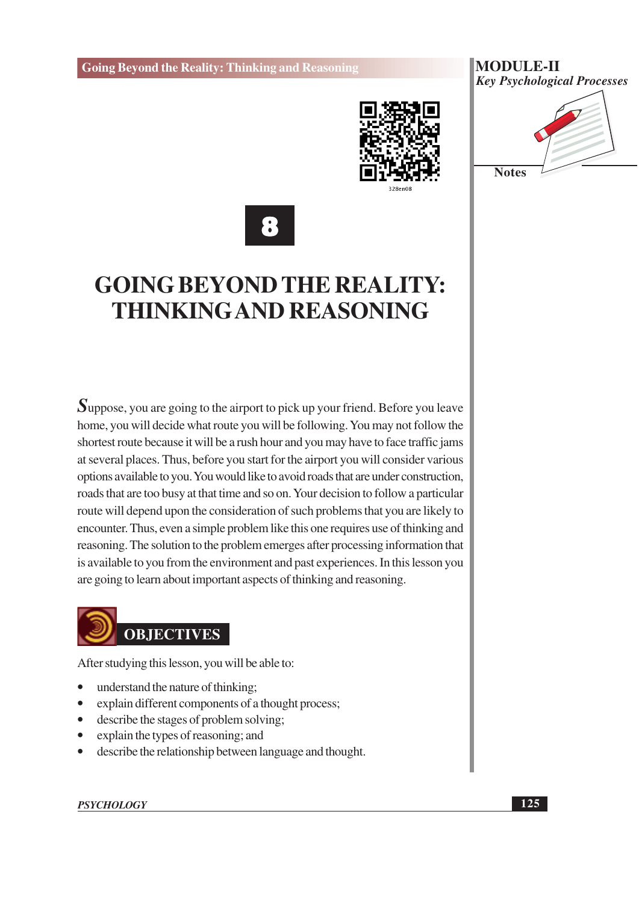# 8

# GOING BEYOND THE REALITY: THINKING AND REASONING

Suppose, you are going to the airport to pick up your friend. Before you leave home, you will decide what route you will be following. You may not follow the shortest route because it will be a rush hour and you may have to face traffic jams at several places. Thus, before you start for the airport you will consider various options available to you. You would like to avoid roads that are under construction, roads that are too busy at that time and so on. Your decision to follow a particular route will depend upon the consideration of such problems that you are likely to encounter. Thus, even a simple problem like this one requires use of thinking and reasoning. The solution to the problem emerges after processing information that is available to you from the environment and past experiences. In this lesson you are going to learn about important aspects of thinking and reasoning.

## OBJECTIVES

After studying this lesson, you will be able to:

- understand the nature of thinking;
- explain different components of a thought process;
- describe the stages of problem solving;
- explain the types of reasoning; and
- describe the relationship between language and thought.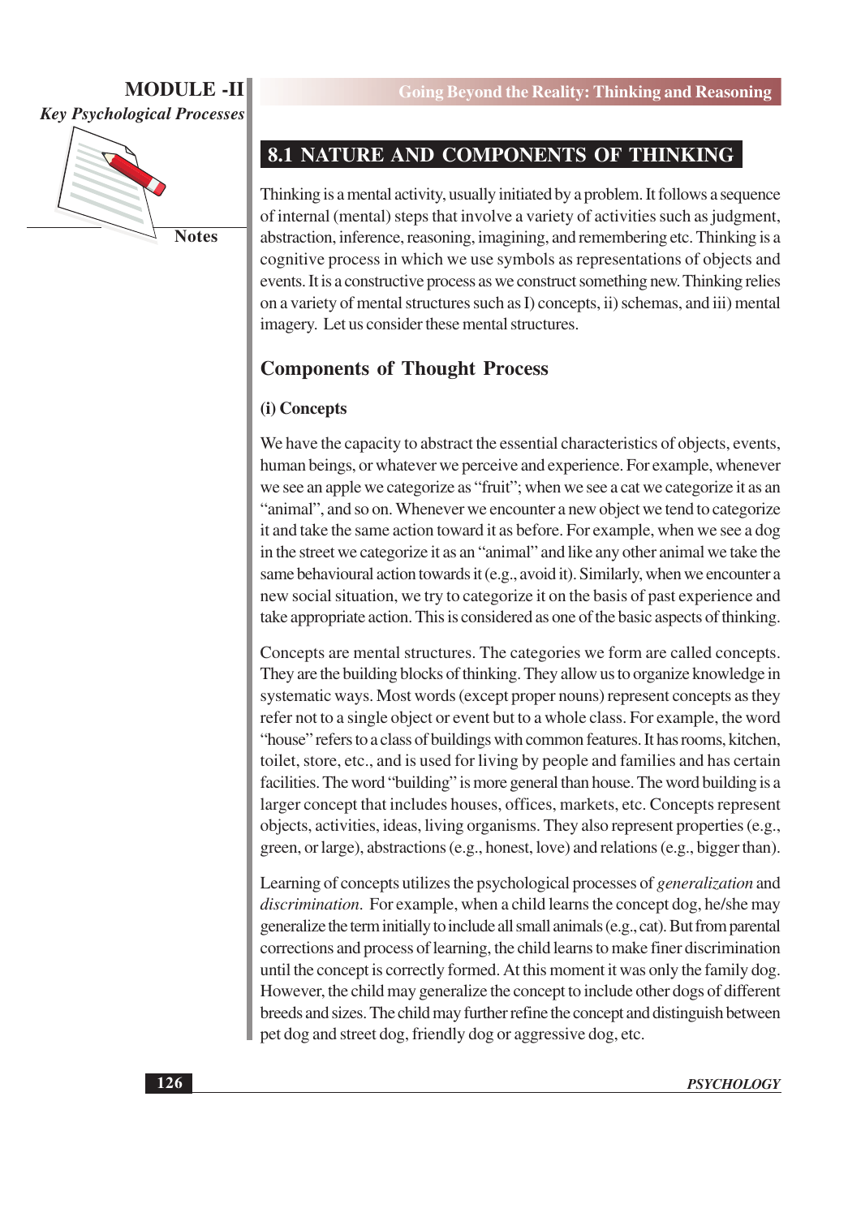## 8.1 NATURE AND COMPONENTS OF THINKING

Thinking is a mental activity, usually initiated by a problem. It follows a sequence of internal (mental) steps that involve a variety of activities such as judgment, abstraction, inference, reasoning, imagining, and remembering etc. Thinking is a cognitive process in which we use symbols as representations of objects and events. It is a constructive process as we construct something new. Thinking relies on a variety of mental structures such as I) concepts, ii) schemas, and iii) mental imagery. Let us consider these mental structures.

### Components of Thought Process

**(i) Concepts**

We have the capacity to abstract the essential characteristics of objects, events, human beings, or whatever we perceive and experience. For example, whenever we see an apple we categorize as "fruit"; when we see a cat we categorize it as an "animal", and so on. Whenever we encounter a new object we tend to categorize it and take the same action toward it as before. For example, when we see a dog in the street we categorize it as an "animal" and like any other animal we take the same behavioural action towards it (e.g., avoid it). Similarly, when we encounter a new social situation, we try to categorize it on the basis of past experience and take appropriate action. This is considered as one of the basic aspects of thinking.

Concepts are mental structures. The categories we form are called concepts. They are the building blocks of thinking. They allow us to organize knowledge in systematic ways. Most words (except proper nouns) represent concepts as they refer not to a single object or event but to a whole class. For example, the word "house" refers to a class of buildings with common features. It has rooms, kitchen, toilet, store, etc., and is used for living by people and families and has certain facilities. The word "building" is more general than house. The word building is a larger concept that includes houses, offices, markets, etc. Concepts represent objects, activities, ideas, living organisms. They also represent properties (e.g., green, or large), abstractions (e.g., honest, love) and relations (e.g., bigger than).

Learning of concepts utilizes the psychological processes of *generalization* and *discrimination*. For example, when a child learns the concept dog, he/she may generalize the term initially to include all small animals (e.g., cat). But from parental corrections and process of learning, the child learns to make finer discrimination until the concept is correctly formed. At this moment it was only the family dog. However, the child may generalize the concept to include other dogs of different breeds and sizes. The child may further refine the concept and distinguish between pet dog and street dog, friendly dog or aggressive dog, etc.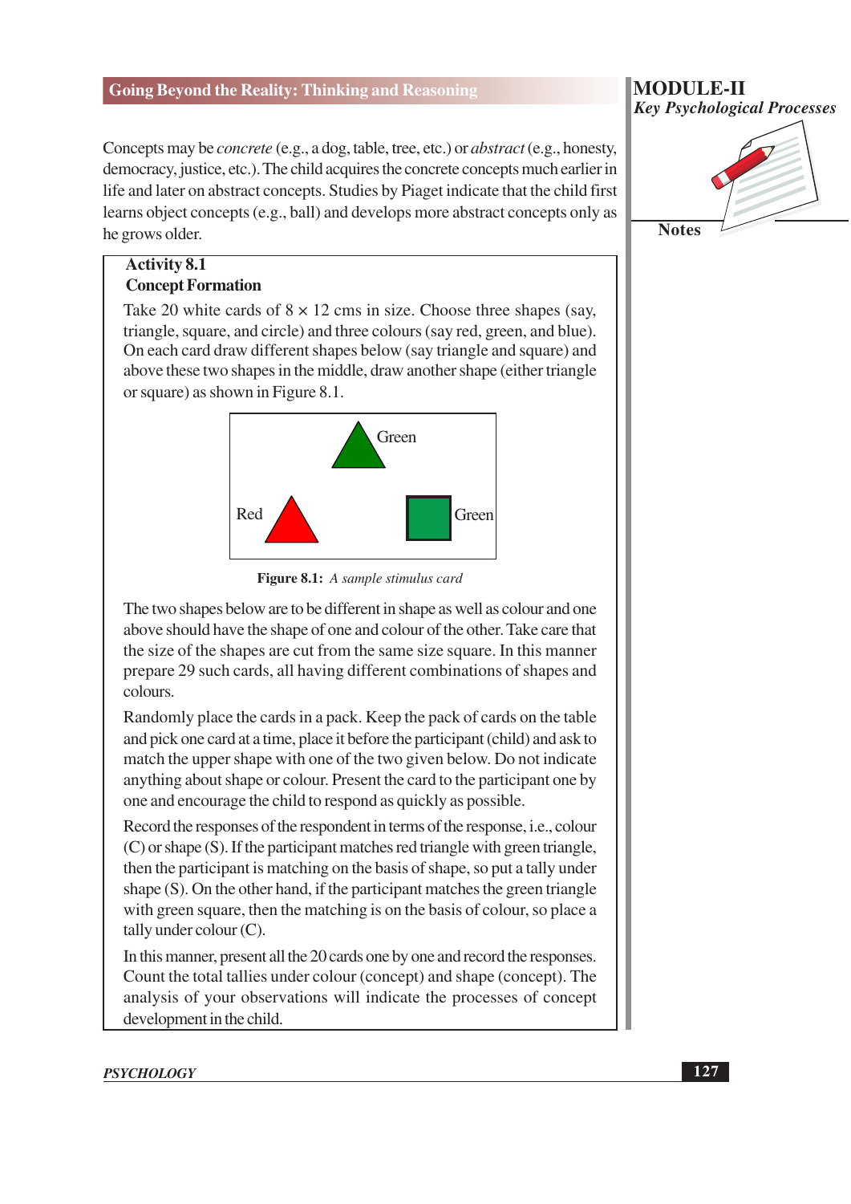Concepts may be *concrete* (e.g., a dog, table, tree, etc.) or *abstract* (e.g., honesty, democracy, justice, etc.). The child acquires the concrete concepts much earlier in life and later on abstract concepts. Studies by Piaget indicate that the child first learns object concepts (e.g., ball) and develops more abstract concepts only as he grows older.

**Activity 8.1**

**Concept Formation**

Take 20 white cards of 8 × 12 cms in size. Choose three shapes (say, triangle, square, and circle) and three colours (say red, green, and blue). On each card draw different shapes below (say triangle and square) and above these two shapes in the middle, draw another shape (either triangle or square) as shown in Figure 8.1.

Green

Red

Green

**Figure 8.1:** *A sample stimulus card*

The two shapes below are to be different in shape as well as colour and one above should have the shape of one and colour of the other. Take care that the size of the shapes are cut from the same size square. In this manner prepare 29 such cards, all having different combinations of shapes and colours.

Randomly place the cards in a pack. Keep the pack of cards on the table and pick one card at a time, place it before the participant (child) and ask to match the upper shape with one of the two given below. Do not indicate anything about shape or colour. Present the card to the participant one by one and encourage the child to respond as quickly as possible.

Record the responses of the respondent in terms of the response, i.e., colour (C) or shape (S). If the participant matches red triangle with green triangle, then the participant is matching on the basis of shape, so put a tally under shape (S). On the other hand, if the participant matches the green triangle with green square, then the matching is on the basis of colour, so place a tally under colour (C).

In this manner, present all the 20 cards one by one and record the responses. Count the total tallies under colour (concept) and shape (concept). The analysis of your observations will indicate the processes of concept development in the child.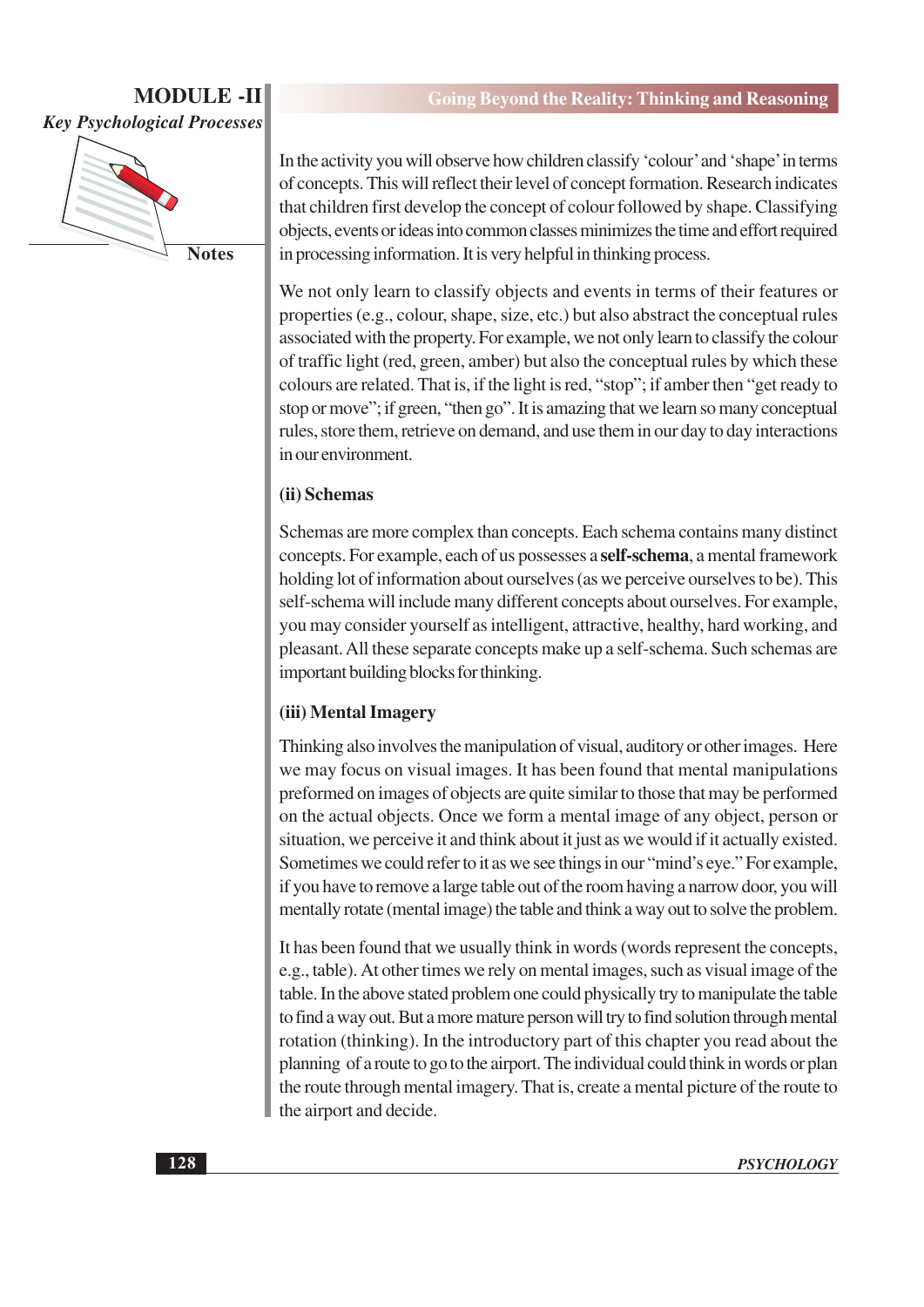In the activity you will observe how children classify 'colour' and 'shape' in terms of concepts. This will reflect their level of concept formation. Research indicates that children first develop the concept of colour followed by shape. Classifying objects, events or ideas into common classes minimizes the time and effort required in processing information. It is very helpful in thinking process.

We not only learn to classify objects and events in terms of their features or properties (e.g., colour, shape, size, etc.) but also abstract the conceptual rules associated with the property. For example, we not only learn to classify the colour of traffic light (red, green, amber) but also the conceptual rules by which these colours are related. That is, if the light is red, "stop"; if amber then "get ready to stop or move"; if green, "then go". It is amazing that we learn so many conceptual rules, store them, retrieve on demand, and use them in our day to day interactions in our environment.

### (ii) Schemas

Schemas are more complex than concepts. Each schema contains many distinct concepts. For example, each of us possesses a **self-schema**, a mental framework holding lot of information about ourselves (as we perceive ourselves to be). This self-schema will include many different concepts about ourselves. For example, you may consider yourself as intelligent, attractive, healthy, hard working, and pleasant. All these separate concepts make up a self-schema. Such schemas are important building blocks for thinking.

### (iii) Mental Imagery

Thinking also involves the manipulation of visual, auditory or other images. Here we may focus on visual images. It has been found that mental manipulations preformed on images of objects are quite similar to those that may be performed on the actual objects. Once we form a mental image of any object, person or situation, we perceive it and think about it just as we would if it actually existed. Sometimes we could refer to it as we see things in our "mind's eye." For example, if you have to remove a large table out of the room having a narrow door, you will mentally rotate (mental image) the table and think a way out to solve the problem.

It has been found that we usually think in words (words represent the concepts, e.g., table). At other times we rely on mental images, such as visual image of the table. In the above stated problem one could physically try to manipulate the table to find a way out. But a more mature person will try to find solution through mental rotation (thinking). In the introductory part of this chapter you read about the planning of a route to go to the airport. The individual could think in words or plan the route through mental imagery. That is, create a mental picture of the route to the airport and decide.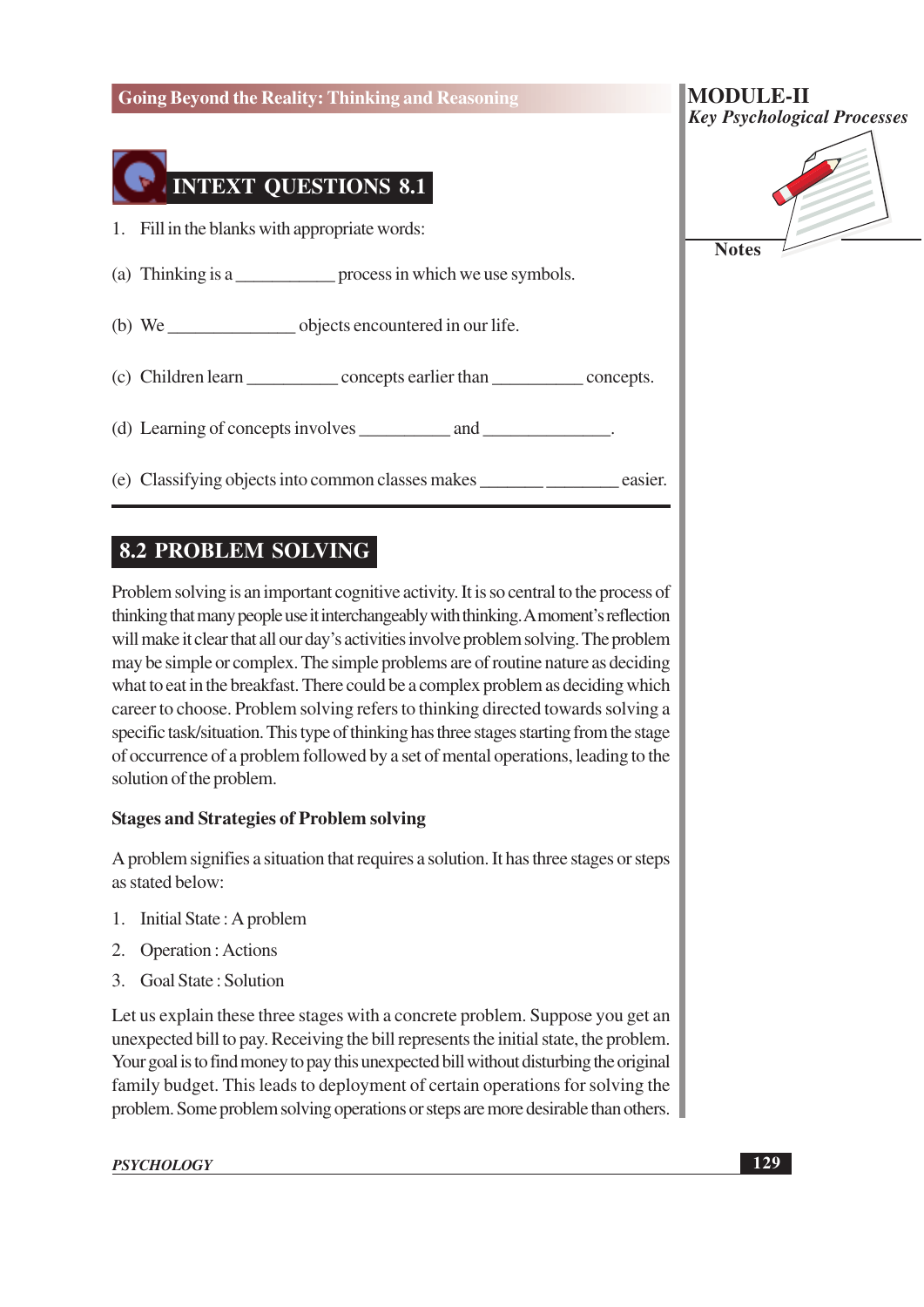## INTEXT QUESTIONS 8.1

1. Fill in the blanks with appropriate words:

(a) Thinking is a ___________ process in which we use symbols.

(b) We ______________ objects encountered in our life.

(c) Children learn __________ concepts earlier than __________ concepts.

(d) Learning of concepts involves __________ and ______________.

(e) Classifying objects into common classes makes _______ ________ easier.

## 8.2 PROBLEM SOLVING

Problem solving is an important cognitive activity. It is so central to the process of thinking that many people use it interchangeably with thinking. A moment's reflection will make it clear that all our day's activities involve problem solving. The problem may be simple or complex. The simple problems are of routine nature as deciding what to eat in the breakfast. There could be a complex problem as deciding which career to choose. Problem solving refers to thinking directed towards solving a specific task/situation. This type of thinking has three stages starting from the stage of occurrence of a problem followed by a set of mental operations, leading to the solution of the problem.

### Stages and Strategies of Problem solving

A problem signifies a situation that requires a solution. It has three stages or steps as stated below:

1. Initial State : A problem
2. Operation : Actions
3. Goal State : Solution

Let us explain these three stages with a concrete problem. Suppose you get an unexpected bill to pay. Receiving the bill represents the initial state, the problem. Your goal is to find money to pay this unexpected bill without disturbing the original family budget. This leads to deployment of certain operations for solving the problem. Some problem solving operations or steps are more desirable than others.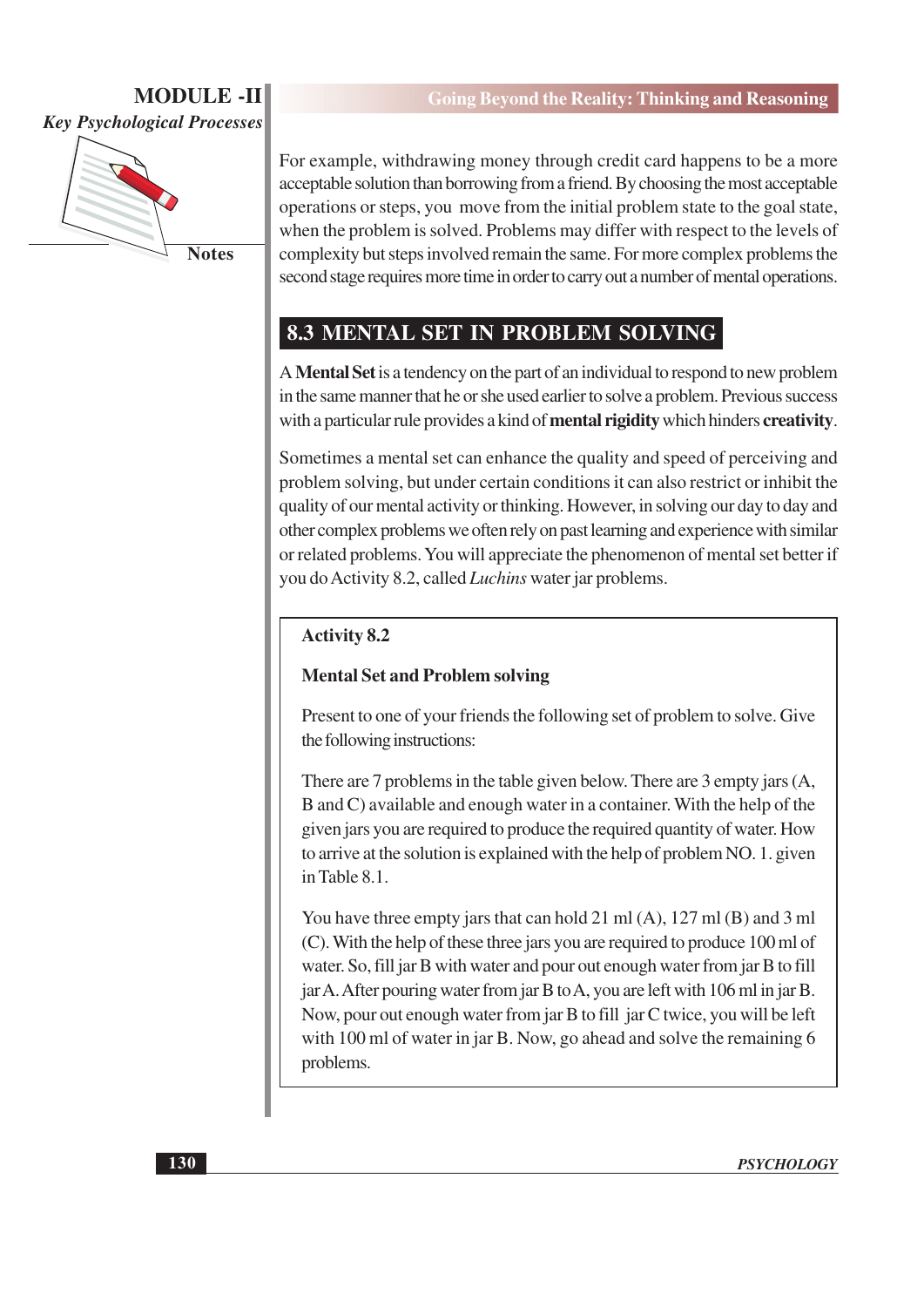For example, withdrawing money through credit card happens to be a more acceptable solution than borrowing from a friend. By choosing the most acceptable operations or steps, you move from the initial problem state to the goal state, when the problem is solved. Problems may differ with respect to the levels of complexity but steps involved remain the same. For more complex problems the second stage requires more time in order to carry out a number of mental operations.

## 8.3 MENTAL SET IN PROBLEM SOLVING

A **Mental Set** is a tendency on the part of an individual to respond to new problem in the same manner that he or she used earlier to solve a problem. Previous success with a particular rule provides a kind of **mental rigidity** which hinders **creativity**.

Sometimes a mental set can enhance the quality and speed of perceiving and problem solving, but under certain conditions it can also restrict or inhibit the quality of our mental activity or thinking. However, in solving our day to day and other complex problems we often rely on past learning and experience with similar or related problems. You will appreciate the phenomenon of mental set better if you do Activity 8.2, called *Luchins* water jar problems.

**Activity 8.2**

**Mental Set and Problem solving**

Present to one of your friends the following set of problem to solve. Give the following instructions:

There are 7 problems in the table given below. There are 3 empty jars (A, B and C) available and enough water in a container. With the help of the given jars you are required to produce the required quantity of water. How to arrive at the solution is explained with the help of problem NO. 1. given in Table 8.1.

You have three empty jars that can hold 21 ml (A), 127 ml (B) and 3 ml (C). With the help of these three jars you are required to produce 100 ml of water. So, fill jar B with water and pour out enough water from jar B to fill jar A. After pouring water from jar B to A, you are left with 106 ml in jar B. Now, pour out enough water from jar B to fill jar C twice, you will be left with 100 ml of water in jar B. Now, go ahead and solve the remaining 6 problems.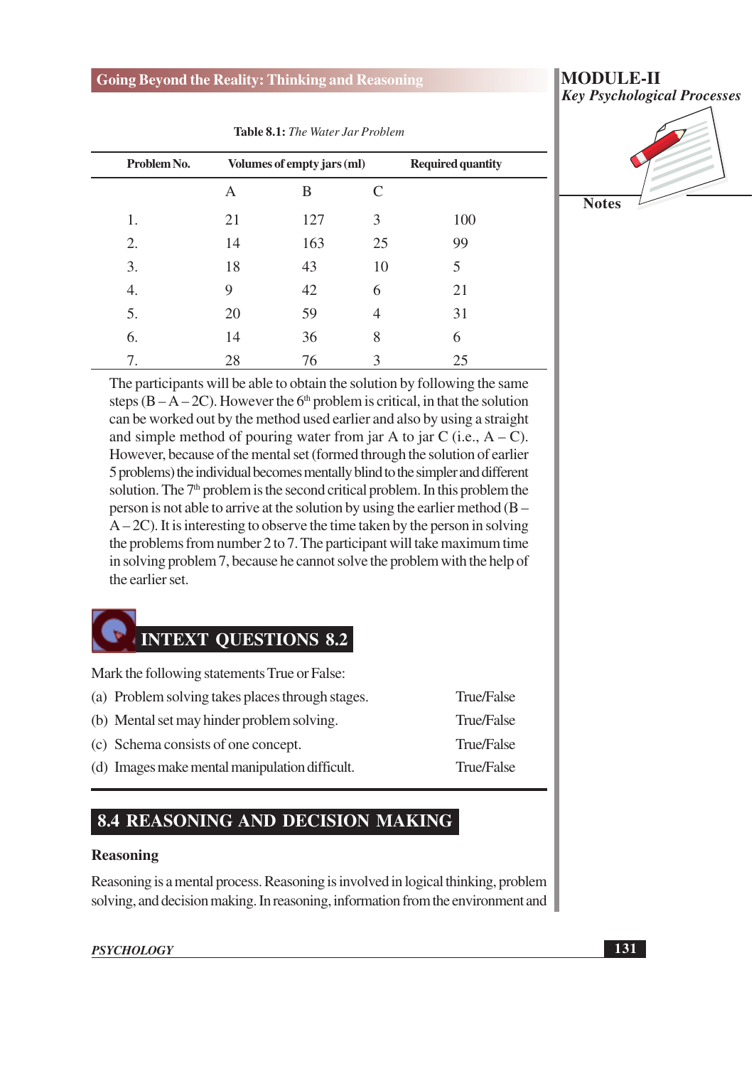**Table 8.1:** *The Water Jar Problem*

| Problem No. | Volumes of empty jars (ml) | | | Required quantity |
|---|---|---|---|---|
| | A | B | C | |
| 1. | 21 | 127 | 3 | 100 |
| 2. | 14 | 163 | 25 | 99 |
| 3. | 18 | 43 | 10 | 5 |
| 4. | 9 | 42 | 6 | 21 |
| 5. | 20 | 59 | 4 | 31 |
| 6. | 14 | 36 | 8 | 6 |
| 7. | 28 | 76 | 3 | 25 |

The participants will be able to obtain the solution by following the same steps (B – A – 2C). However the 6th problem is critical, in that the solution can be worked out by the method used earlier and also by using a straight and simple method of pouring water from jar A to jar C (i.e., A – C). However, because of the mental set (formed through the solution of earlier 5 problems) the individual becomes mentally blind to the simpler and different solution. The 7th problem is the second critical problem. In this problem the person is not able to arrive at the solution by using the earlier method (B – A – 2C). It is interesting to observe the time taken by the person in solving the problems from number 2 to 7. The participant will take maximum time in solving problem 7, because he cannot solve the problem with the help of the earlier set.

## INTEXT QUESTIONS 8.2

Mark the following statements True or False:

(a) Problem solving takes places through stages. True/False

(b) Mental set may hinder problem solving. True/False

(c) Schema consists of one concept. True/False

(d) Images make mental manipulation difficult. True/False

## 8.4 REASONING AND DECISION MAKING

### Reasoning

Reasoning is a mental process. Reasoning is involved in logical thinking, problem solving, and decision making. In reasoning, information from the environment and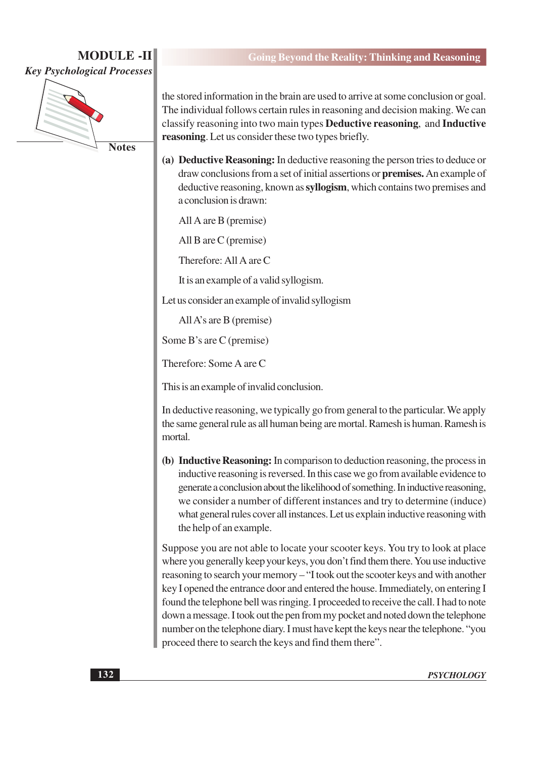the stored information in the brain are used to arrive at some conclusion or goal. The individual follows certain rules in reasoning and decision making. We can classify reasoning into two main types **Deductive reasoning**, and **Inductive reasoning**. Let us consider these two types briefly.

**(a) Deductive Reasoning:** In deductive reasoning the person tries to deduce or draw conclusions from a set of initial assertions or **premises.** An example of deductive reasoning, known as **syllogism**, which contains two premises and a conclusion is drawn:

All A are B (premise)

All B are C (premise)

Therefore: All A are C

It is an example of a valid syllogism.

Let us consider an example of invalid syllogism

All A's are B (premise)

Some B's are C (premise)

Therefore: Some A are C

This is an example of invalid conclusion.

In deductive reasoning, we typically go from general to the particular. We apply the same general rule as all human being are mortal. Ramesh is human. Ramesh is mortal.

**(b) Inductive Reasoning:** In comparison to deduction reasoning, the process in inductive reasoning is reversed. In this case we go from available evidence to generate a conclusion about the likelihood of something. In inductive reasoning, we consider a number of different instances and try to determine (induce) what general rules cover all instances. Let us explain inductive reasoning with the help of an example.

Suppose you are not able to locate your scooter keys. You try to look at place where you generally keep your keys, you don't find them there. You use inductive reasoning to search your memory – "I took out the scooter keys and with another key I opened the entrance door and entered the house. Immediately, on entering I found the telephone bell was ringing. I proceeded to receive the call. I had to note down a message. I took out the pen from my pocket and noted down the telephone number on the telephone diary. I must have kept the keys near the telephone. "you proceed there to search the keys and find them there".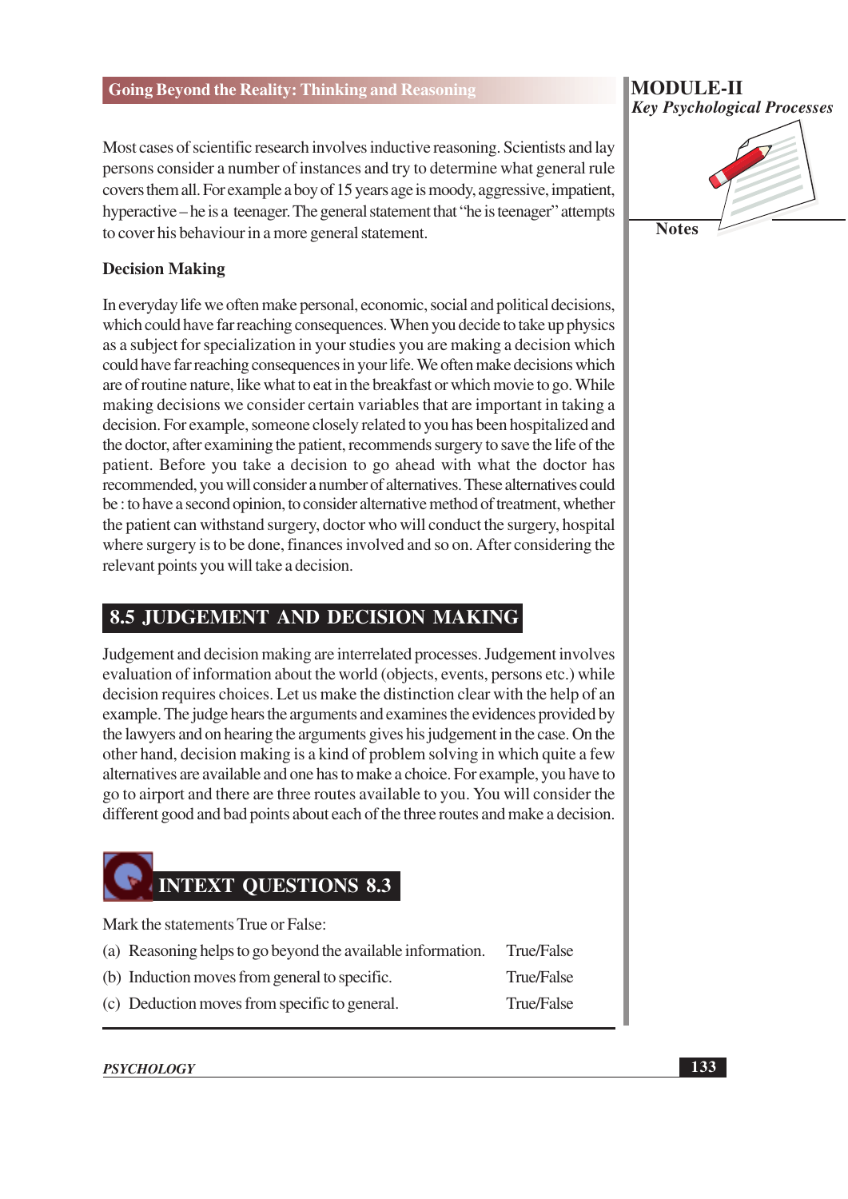Most cases of scientific research involves inductive reasoning. Scientists and lay persons consider a number of instances and try to determine what general rule covers them all. For example a boy of 15 years age is moody, aggressive, impatient, hyperactive – he is a teenager. The general statement that "he is teenager" attempts to cover his behaviour in a more general statement.

**Decision Making**

In everyday life we often make personal, economic, social and political decisions, which could have far reaching consequences. When you decide to take up physics as a subject for specialization in your studies you are making a decision which could have far reaching consequences in your life. We often make decisions which are of routine nature, like what to eat in the breakfast or which movie to go. While making decisions we consider certain variables that are important in taking a decision. For example, someone closely related to you has been hospitalized and the doctor, after examining the patient, recommends surgery to save the life of the patient. Before you take a decision to go ahead with what the doctor has recommended, you will consider a number of alternatives. These alternatives could be : to have a second opinion, to consider alternative method of treatment, whether the patient can withstand surgery, doctor who will conduct the surgery, hospital where surgery is to be done, finances involved and so on. After considering the relevant points you will take a decision.

## 8.5 JUDGEMENT AND DECISION MAKING

Judgement and decision making are interrelated processes. Judgement involves evaluation of information about the world (objects, events, persons etc.) while decision requires choices. Let us make the distinction clear with the help of an example. The judge hears the arguments and examines the evidences provided by the lawyers and on hearing the arguments gives his judgement in the case. On the other hand, decision making is a kind of problem solving in which quite a few alternatives are available and one has to make a choice. For example, you have to go to airport and there are three routes available to you. You will consider the different good and bad points about each of the three routes and make a decision.

## INTEXT QUESTIONS 8.3

Mark the statements True or False:

(a) Reasoning helps to go beyond the available information. True/False

(b) Induction moves from general to specific. True/False

(c) Deduction moves from specific to general. True/False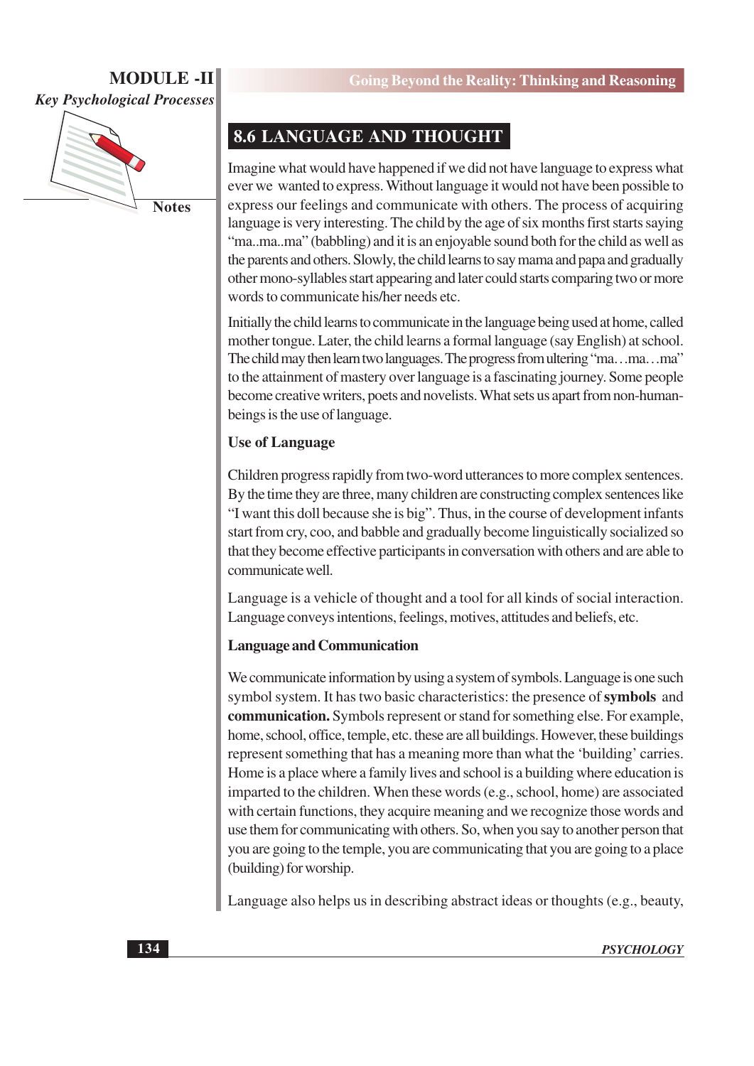## 8.6 LANGUAGE AND THOUGHT

Imagine what would have happened if we did not have language to express what ever we wanted to express. Without language it would not have been possible to express our feelings and communicate with others. The process of acquiring language is very interesting. The child by the age of six months first starts saying "ma..ma..ma" (babbling) and it is an enjoyable sound both for the child as well as the parents and others. Slowly, the child learns to say mama and papa and gradually other mono-syllables start appearing and later could starts comparing two or more words to communicate his/her needs etc.

Initially the child learns to communicate in the language being used at home, called mother tongue. Later, the child learns a formal language (say English) at school. The child may then learn two languages. The progress from ultering "ma…ma…ma" to the attainment of mastery over language is a fascinating journey. Some people become creative writers, poets and novelists. What sets us apart from non-human-beings is the use of language.

### Use of Language

Children progress rapidly from two-word utterances to more complex sentences. By the time they are three, many children are constructing complex sentences like "I want this doll because she is big". Thus, in the course of development infants start from cry, coo, and babble and gradually become linguistically socialized so that they become effective participants in conversation with others and are able to communicate well.

Language is a vehicle of thought and a tool for all kinds of social interaction. Language conveys intentions, feelings, motives, attitudes and beliefs, etc.

### Language and Communication

We communicate information by using a system of symbols. Language is one such symbol system. It has two basic characteristics: the presence of **symbols** and **communication.** Symbols represent or stand for something else. For example, home, school, office, temple, etc. these are all buildings. However, these buildings represent something that has a meaning more than what the 'building' carries. Home is a place where a family lives and school is a building where education is imparted to the children. When these words (e.g., school, home) are associated with certain functions, they acquire meaning and we recognize those words and use them for communicating with others. So, when you say to another person that you are going to the temple, you are communicating that you are going to a place (building) for worship.

Language also helps us in describing abstract ideas or thoughts (e.g., beauty,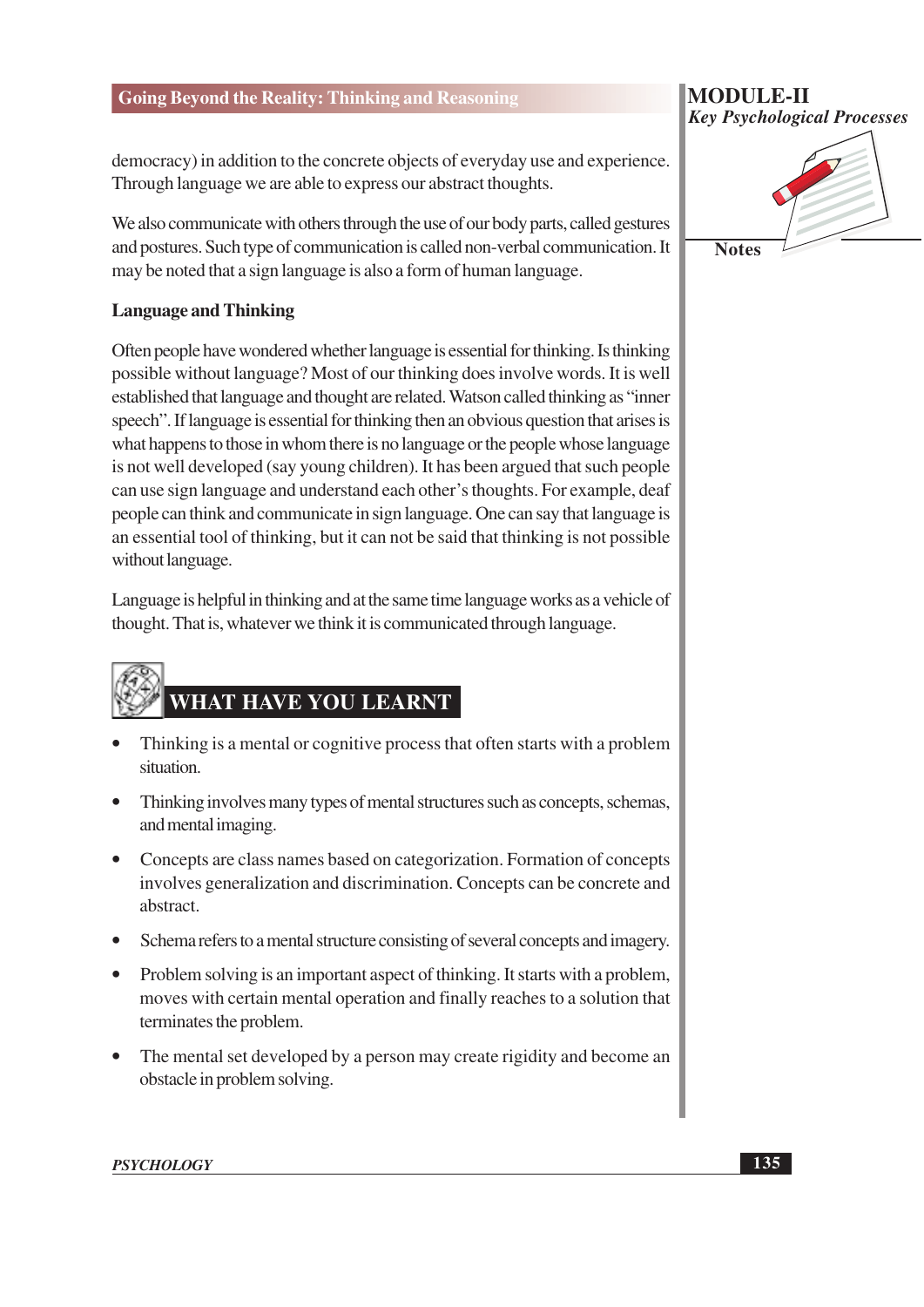democracy) in addition to the concrete objects of everyday use and experience. Through language we are able to express our abstract thoughts.

We also communicate with others through the use of our body parts, called gestures and postures. Such type of communication is called non-verbal communication. It may be noted that a sign language is also a form of human language.

**Language and Thinking**

Often people have wondered whether language is essential for thinking. Is thinking possible without language? Most of our thinking does involve words. It is well established that language and thought are related. Watson called thinking as "inner speech". If language is essential for thinking then an obvious question that arises is what happens to those in whom there is no language or the people whose language is not well developed (say young children). It has been argued that such people can use sign language and understand each other's thoughts. For example, deaf people can think and communicate in sign language. One can say that language is an essential tool of thinking, but it can not be said that thinking is not possible without language.

Language is helpful in thinking and at the same time language works as a vehicle of thought. That is, whatever we think it is communicated through language.

## WHAT HAVE YOU LEARNT

- Thinking is a mental or cognitive process that often starts with a problem situation.
- Thinking involves many types of mental structures such as concepts, schemas, and mental imaging.
- Concepts are class names based on categorization. Formation of concepts involves generalization and discrimination. Concepts can be concrete and abstract.
- Schema refers to a mental structure consisting of several concepts and imagery.
- Problem solving is an important aspect of thinking. It starts with a problem, moves with certain mental operation and finally reaches to a solution that terminates the problem.
- The mental set developed by a person may create rigidity and become an obstacle in problem solving.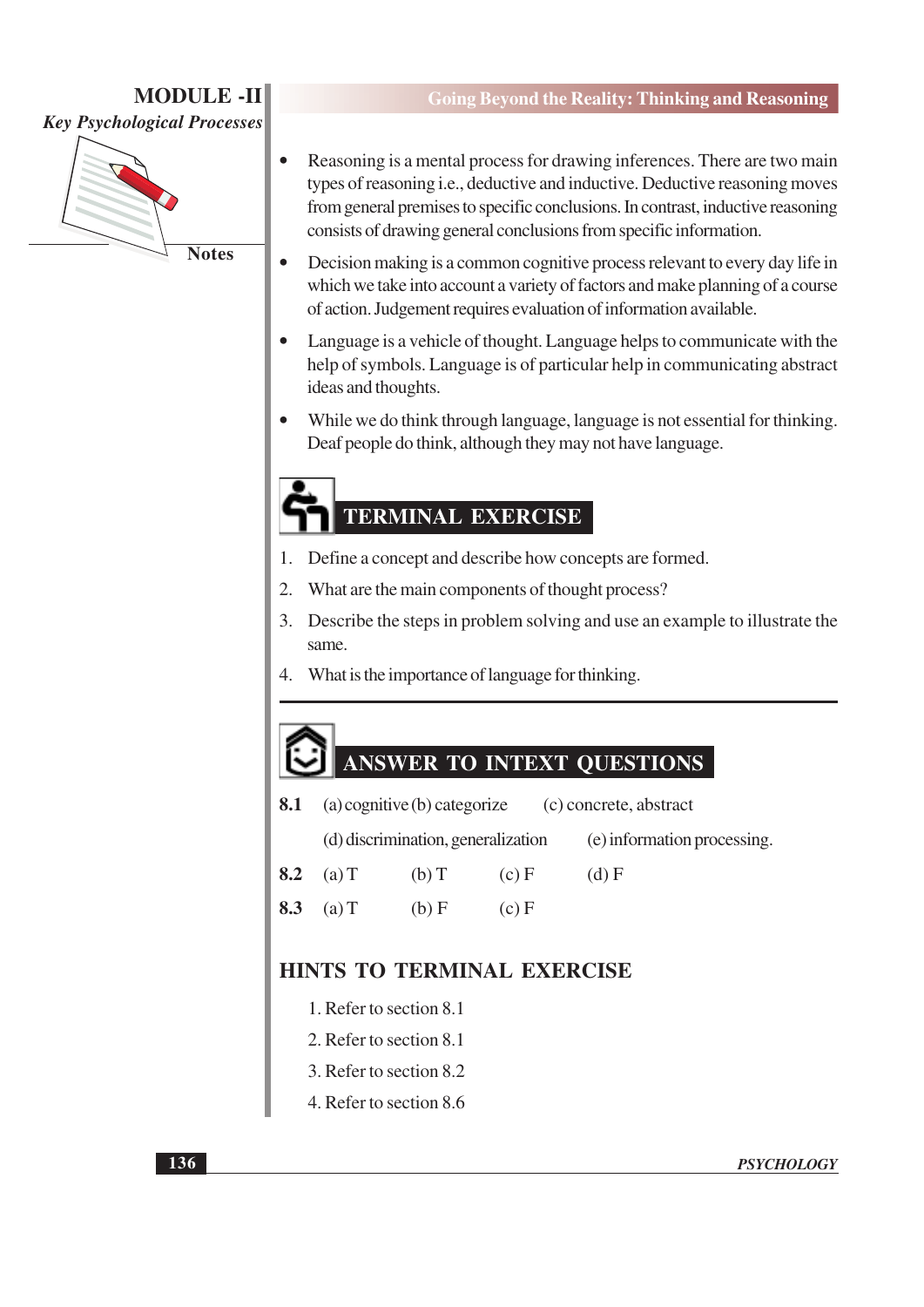- Reasoning is a mental process for drawing inferences. There are two main types of reasoning i.e., deductive and inductive. Deductive reasoning moves from general premises to specific conclusions. In contrast, inductive reasoning consists of drawing general conclusions from specific information.
- Decision making is a common cognitive process relevant to every day life in which we take into account a variety of factors and make planning of a course of action. Judgement requires evaluation of information available.
- Language is a vehicle of thought. Language helps to communicate with the help of symbols. Language is of particular help in communicating abstract ideas and thoughts.
- While we do think through language, language is not essential for thinking. Deaf people do think, although they may not have language.

## TERMINAL EXERCISE

1. Define a concept and describe how concepts are formed.
2. What are the main components of thought process?
3. Describe the steps in problem solving and use an example to illustrate the same.
4. What is the importance of language for thinking.

## ANSWER TO INTEXT QUESTIONS

**8.1** (a) cognitive (b) categorize (c) concrete, abstract
(d) discrimination, generalization (e) information processing.

**8.2** (a) T (b) T (c) F (d) F

**8.3** (a) T (b) F (c) F

## HINTS TO TERMINAL EXERCISE

1. Refer to section 8.1
2. Refer to section 8.1
3. Refer to section 8.2
4. Refer to section 8.6